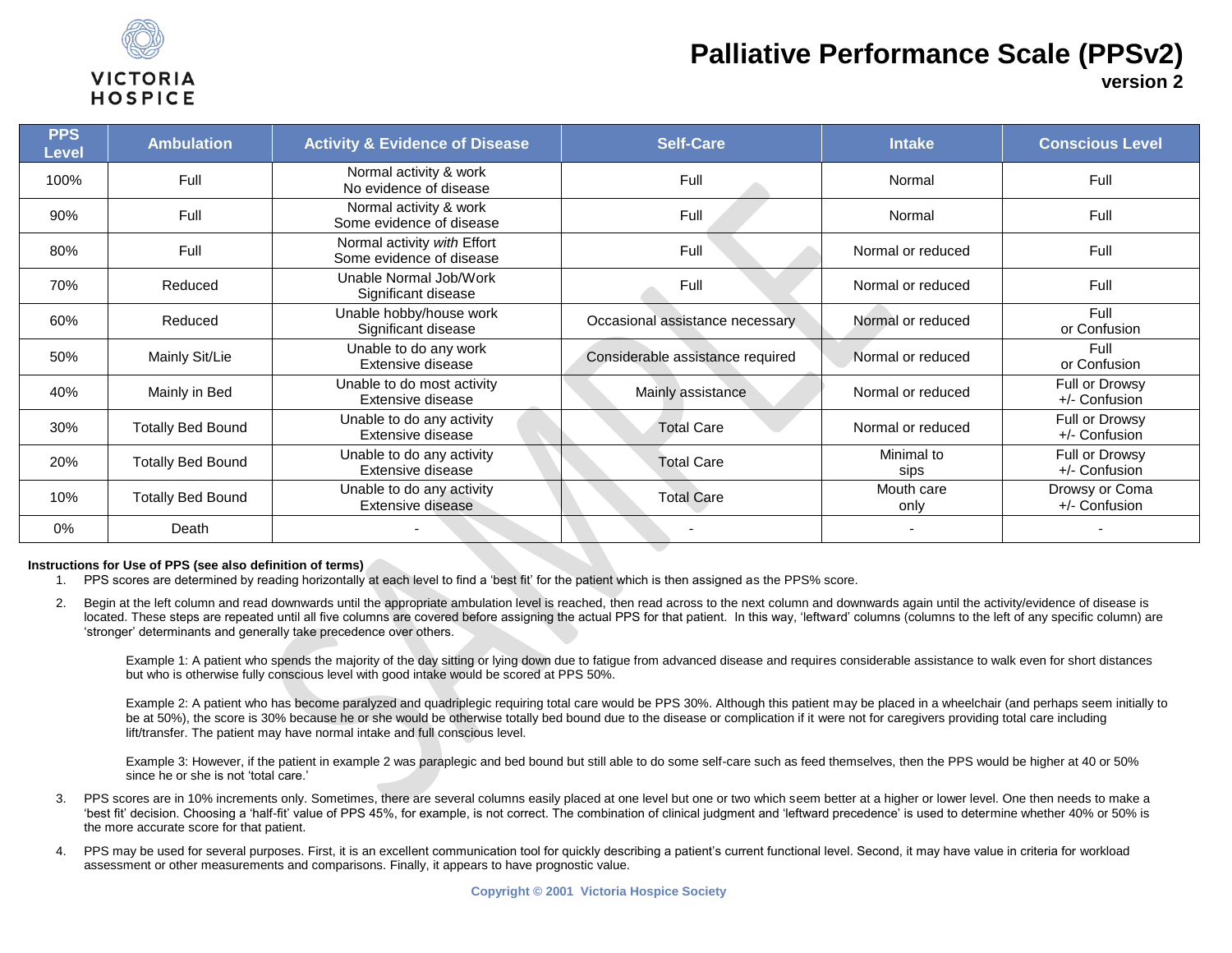VICTORIA HOSPICE

# Palliative Performance Scale (PPSv2)

**version 2**

| PPS Level | Ambulation | Activity & Evidence of Disease | Self-Care | Intake | Conscious Level |
|---|---|---|---|---|---|
| 100% | Full | Normal activity & work<br>No evidence of disease | Full | Normal | Full |
| 90% | Full | Normal activity & work<br>Some evidence of disease | Full | Normal | Full |
| 80% | Full | Normal activity *with* Effort<br>Some evidence of disease | Full | Normal or reduced | Full |
| 70% | Reduced | Unable Normal Job/Work<br>Significant disease | Full | Normal or reduced | Full |
| 60% | Reduced | Unable hobby/house work<br>Significant disease | Occasional assistance necessary | Normal or reduced | Full<br>or Confusion |
| 50% | Mainly Sit/Lie | Unable to do any work<br>Extensive disease | Considerable assistance required | Normal or reduced | Full<br>or Confusion |
| 40% | Mainly in Bed | Unable to do most activity<br>Extensive disease | Mainly assistance | Normal or reduced | Full or Drowsy<br>+/- Confusion |
| 30% | Totally Bed Bound | Unable to do any activity<br>Extensive disease | Total Care | Normal or reduced | Full or Drowsy<br>+/- Confusion |
| 20% | Totally Bed Bound | Unable to do any activity<br>Extensive disease | Total Care | Minimal to<br>sips | Full or Drowsy<br>+/- Confusion |
| 10% | Totally Bed Bound | Unable to do any activity<br>Extensive disease | Total Care | Mouth care<br>only | Drowsy or Coma<br>+/- Confusion |
| 0% | Death | - | - | - | - |

**Instructions for Use of PPS (see also definition of terms)**

1. PPS scores are determined by reading horizontally at each level to find a 'best fit' for the patient which is then assigned as the PPS% score.

2. Begin at the left column and read downwards until the appropriate ambulation level is reached, then read across to the next column and downwards again until the activity/evidence of disease is located. These steps are repeated until all five columns are covered before assigning the actual PPS for that patient. In this way, 'leftward' columns (columns to the left of any specific column) are 'stronger' determinants and generally take precedence over others.

   Example 1: A patient who spends the majority of the day sitting or lying down due to fatigue from advanced disease and requires considerable assistance to walk even for short distances but who is otherwise fully conscious level with good intake would be scored at PPS 50%.

   Example 2: A patient who has become paralyzed and quadriplegic requiring total care would be PPS 30%. Although this patient may be placed in a wheelchair (and perhaps seem initially to be at 50%), the score is 30% because he or she would be otherwise totally bed bound due to the disease or complication if it were not for caregivers providing total care including lift/transfer. The patient may have normal intake and full conscious level.

   Example 3: However, if the patient in example 2 was paraplegic and bed bound but still able to do some self-care such as feed themselves, then the PPS would be higher at 40 or 50% since he or she is not 'total care.'

3. PPS scores are in 10% increments only. Sometimes, there are several columns easily placed at one level but one or two which seem better at a higher or lower level. One then needs to make a 'best fit' decision. Choosing a 'half-fit' value of PPS 45%, for example, is not correct. The combination of clinical judgment and 'leftward precedence' is used to determine whether 40% or 50% is the more accurate score for that patient.

4. PPS may be used for several purposes. First, it is an excellent communication tool for quickly describing a patient's current functional level. Second, it may have value in criteria for workload assessment or other measurements and comparisons. Finally, it appears to have prognostic value.

Copyright © 2001 Victoria Hospice Society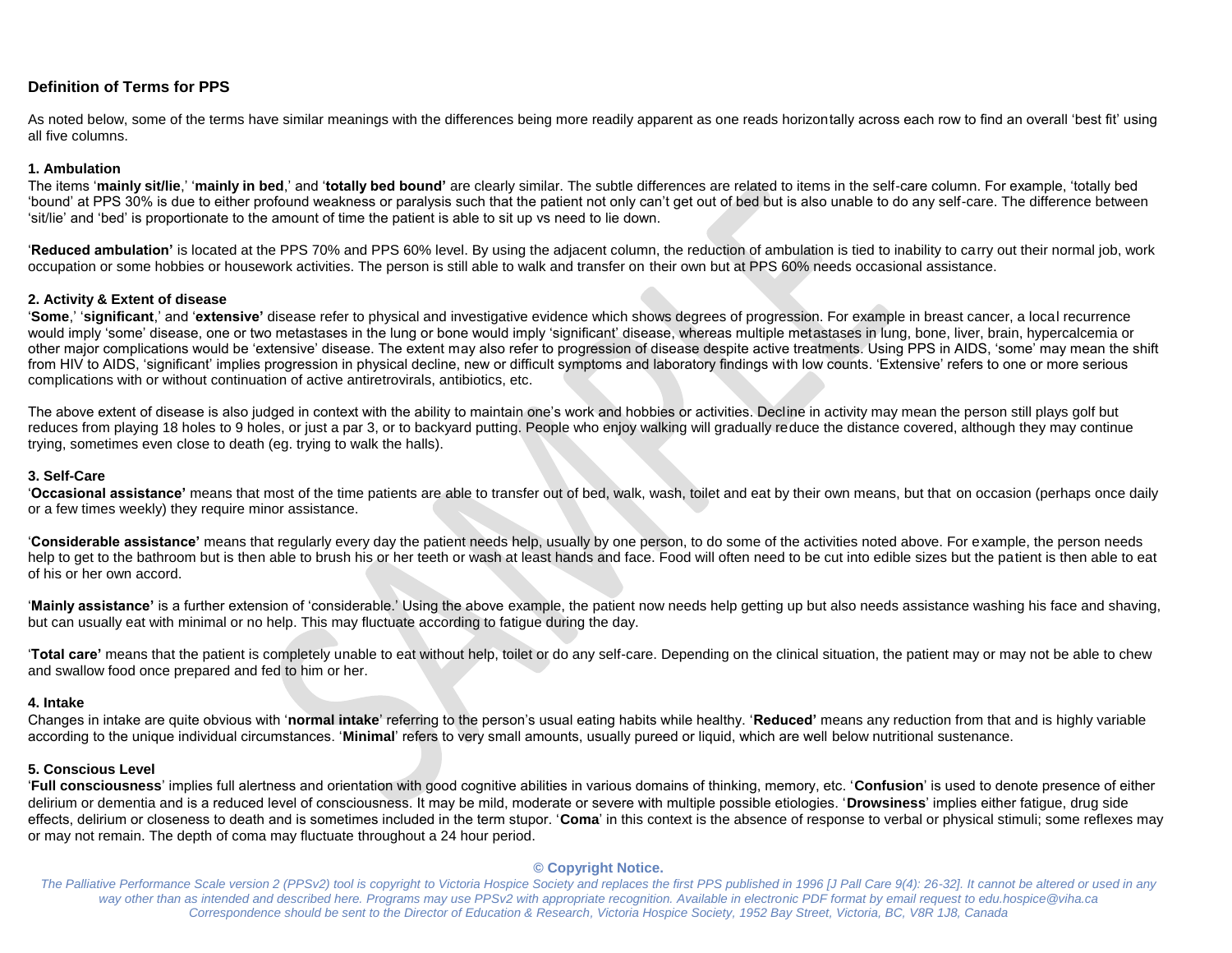## Definition of Terms for PPS

As noted below, some of the terms have similar meanings with the differences being more readily apparent as one reads horizontally across each row to find an overall 'best fit' using all five columns.

### 1. Ambulation

The items '**mainly sit/lie**,' '**mainly in bed**,' and '**totally bed bound'** are clearly similar. The subtle differences are related to items in the self-care column. For example, 'totally bed 'bound' at PPS 30% is due to either profound weakness or paralysis such that the patient not only can't get out of bed but is also unable to do any self-care. The difference between 'sit/lie' and 'bed' is proportionate to the amount of time the patient is able to sit up vs need to lie down.

'**Reduced ambulation'** is located at the PPS 70% and PPS 60% level. By using the adjacent column, the reduction of ambulation is tied to inability to carry out their normal job, work occupation or some hobbies or housework activities. The person is still able to walk and transfer on their own but at PPS 60% needs occasional assistance.

### 2. Activity & Extent of disease

'**Some**,' '**significant**,' and '**extensive'** disease refer to physical and investigative evidence which shows degrees of progression. For example in breast cancer, a local recurrence would imply 'some' disease, one or two metastases in the lung or bone would imply 'significant' disease, whereas multiple metastases in lung, bone, liver, brain, hypercalcemia or other major complications would be 'extensive' disease. The extent may also refer to progression of disease despite active treatments. Using PPS in AIDS, 'some' may mean the shift from HIV to AIDS, 'significant' implies progression in physical decline, new or difficult symptoms and laboratory findings with low counts. 'Extensive' refers to one or more serious complications with or without continuation of active antiretrovirals, antibiotics, etc.

The above extent of disease is also judged in context with the ability to maintain one's work and hobbies or activities. Decline in activity may mean the person still plays golf but reduces from playing 18 holes to 9 holes, or just a par 3, or to backyard putting. People who enjoy walking will gradually reduce the distance covered, although they may continue trying, sometimes even close to death (eg. trying to walk the halls).

### 3. Self-Care

'**Occasional assistance'** means that most of the time patients are able to transfer out of bed, walk, wash, toilet and eat by their own means, but that on occasion (perhaps once daily or a few times weekly) they require minor assistance.

'**Considerable assistance'** means that regularly every day the patient needs help, usually by one person, to do some of the activities noted above. For example, the person needs help to get to the bathroom but is then able to brush his or her teeth or wash at least hands and face. Food will often need to be cut into edible sizes but the patient is then able to eat of his or her own accord.

'**Mainly assistance'** is a further extension of 'considerable.' Using the above example, the patient now needs help getting up but also needs assistance washing his face and shaving, but can usually eat with minimal or no help. This may fluctuate according to fatigue during the day.

'**Total care'** means that the patient is completely unable to eat without help, toilet or do any self-care. Depending on the clinical situation, the patient may or may not be able to chew and swallow food once prepared and fed to him or her.

### 4. Intake

Changes in intake are quite obvious with '**normal intake**' referring to the person's usual eating habits while healthy. '**Reduced'** means any reduction from that and is highly variable according to the unique individual circumstances. '**Minimal**' refers to very small amounts, usually pureed or liquid, which are well below nutritional sustenance.

### 5. Conscious Level

'**Full consciousness**' implies full alertness and orientation with good cognitive abilities in various domains of thinking, memory, etc. '**Confusion**' is used to denote presence of either delirium or dementia and is a reduced level of consciousness. It may be mild, moderate or severe with multiple possible etiologies. '**Drowsiness**' implies either fatigue, drug side effects, delirium or closeness to death and is sometimes included in the term stupor. '**Coma**' in this context is the absence of response to verbal or physical stimuli; some reflexes may or may not remain. The depth of coma may fluctuate throughout a 24 hour period.

**© Copyright Notice.**

*The Palliative Performance Scale version 2 (PPSv2) tool is copyright to Victoria Hospice Society and replaces the first PPS published in 1996 [J Pall Care 9(4): 26-32]. It cannot be altered or used in any way other than as intended and described here. Programs may use PPSv2 with appropriate recognition. Available in electronic PDF format by email request to edu.hospice@viha.ca Correspondence should be sent to the Director of Education & Research, Victoria Hospice Society, 1952 Bay Street, Victoria, BC, V8R 1J8, Canada*